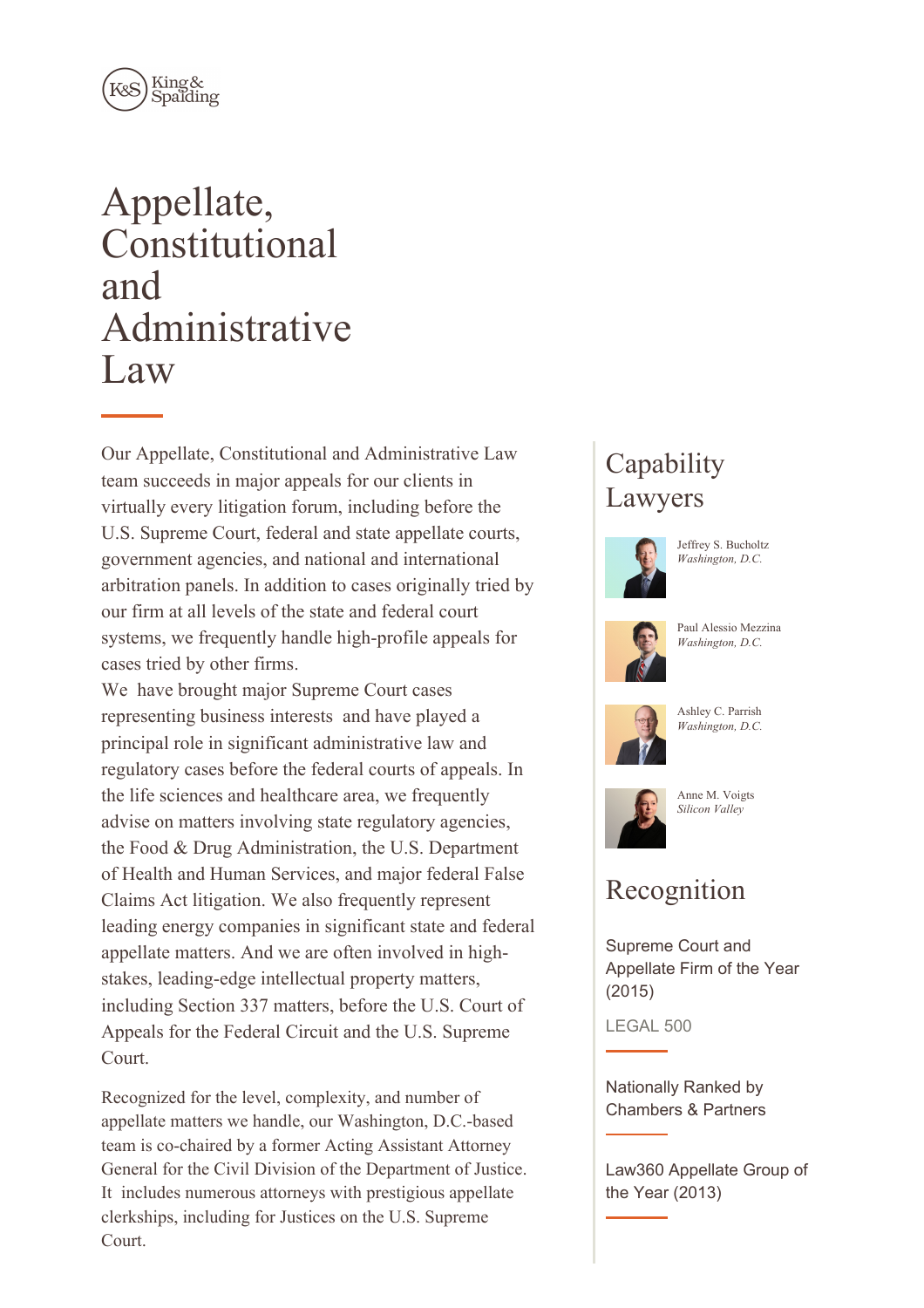King & Spalding

# Appellate, Constitutional and Administrative Law

Our Appellate, Constitutional and Administrative Law team succeeds in major appeals for our clients in virtually every litigation forum, including before the U.S. Supreme Court, federal and state appellate courts, government agencies, and national and international arbitration panels. In addition to cases originally tried by our firm at all levels of the state and federal court systems, we frequently handle high-profile appeals for cases tried by other firms.

We have brought major Supreme Court cases representing business interests and have played a principal role in significant administrative law and regulatory cases before the federal courts of appeals. In the life sciences and healthcare area, we frequently advise on matters involving state regulatory agencies, the Food & Drug Administration, the U.S. Department of Health and Human Services, and major federal False Claims Act litigation. We also frequently represent leading energy companies in significant state and federal appellate matters. And we are often involved in high-stakes, leading-edge intellectual property matters, including Section 337 matters, before the U.S. Court of Appeals for the Federal Circuit and the U.S. Supreme Court.

Recognized for the level, complexity, and number of appellate matters we handle, our Washington, D.C.-based team is co-chaired by a former Acting Assistant Attorney General for the Civil Division of the Department of Justice. It includes numerous attorneys with prestigious appellate clerkships, including for Justices on the U.S. Supreme Court.

## Capability Lawyers

Jeffrey S. Bucholtz
*Washington, D.C.*

Paul Alessio Mezzina
*Washington, D.C.*

Ashley C. Parrish
*Washington, D.C.*

Anne M. Voigts
*Silicon Valley*

## Recognition

Supreme Court and Appellate Firm of the Year (2015)

LEGAL 500

Nationally Ranked by Chambers & Partners

Law360 Appellate Group of the Year (2013)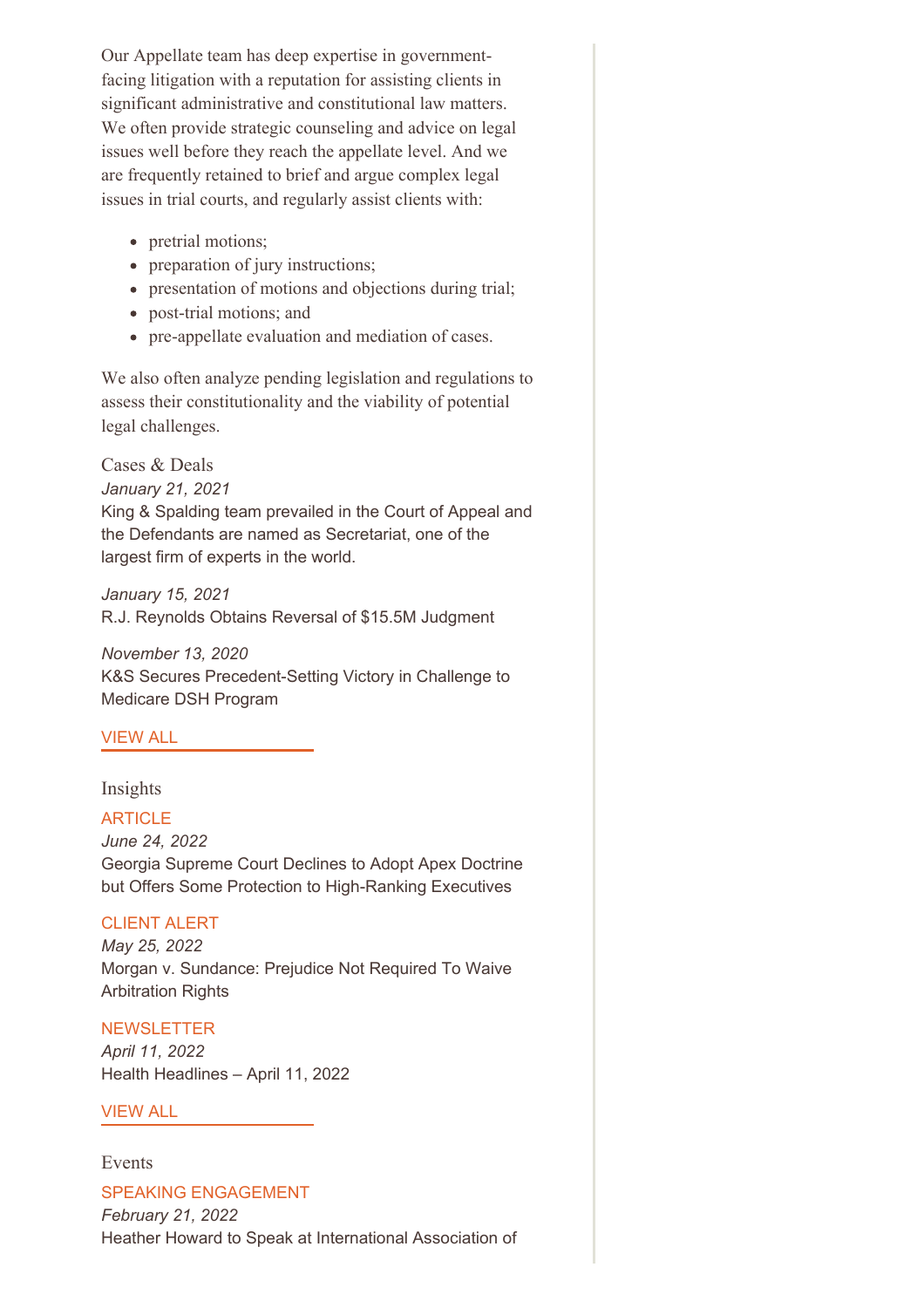Our Appellate team has deep expertise in government-facing litigation with a reputation for assisting clients in significant administrative and constitutional law matters. We often provide strategic counseling and advice on legal issues well before they reach the appellate level. And we are frequently retained to brief and argue complex legal issues in trial courts, and regularly assist clients with:

- pretrial motions;
- preparation of jury instructions;
- presentation of motions and objections during trial;
- post-trial motions; and
- pre-appellate evaluation and mediation of cases.

We also often analyze pending legislation and regulations to assess their constitutionality and the viability of potential legal challenges.

## Cases & Deals

*January 21, 2021*
King & Spalding team prevailed in the Court of Appeal and the Defendants are named as Secretariat, one of the largest firm of experts in the world.

*January 15, 2021*
R.J. Reynolds Obtains Reversal of $15.5M Judgment

*November 13, 2020*
K&S Secures Precedent-Setting Victory in Challenge to Medicare DSH Program

VIEW ALL

## Insights

ARTICLE
*June 24, 2022*
Georgia Supreme Court Declines to Adopt Apex Doctrine but Offers Some Protection to High-Ranking Executives

CLIENT ALERT
*May 25, 2022*
Morgan v. Sundance: Prejudice Not Required To Waive Arbitration Rights

NEWSLETTER
*April 11, 2022*
Health Headlines – April 11, 2022

VIEW ALL

## Events

SPEAKING ENGAGEMENT
*February 21, 2022*
Heather Howard to Speak at International Association of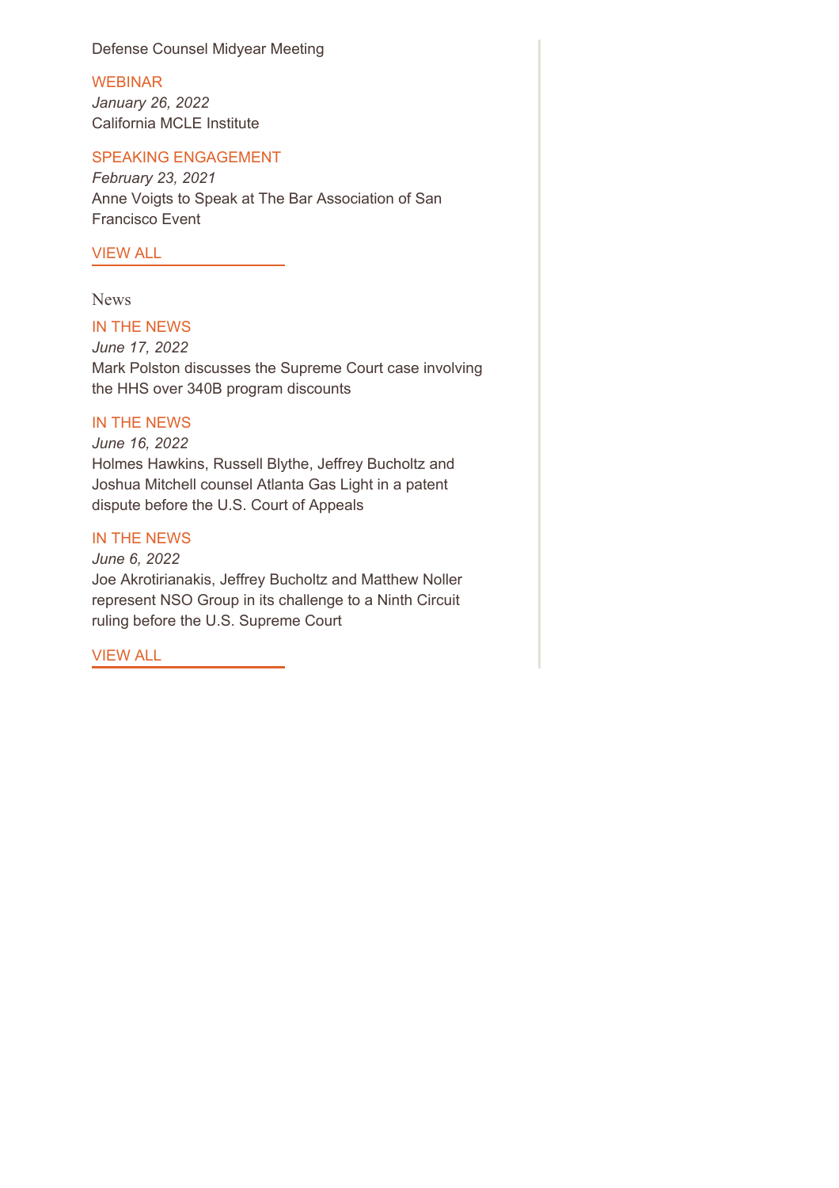Defense Counsel Midyear Meeting

WEBINAR
*January 26, 2022*
California MCLE Institute

SPEAKING ENGAGEMENT
*February 23, 2021*
Anne Voigts to Speak at The Bar Association of San Francisco Event

VIEW ALL

## News

IN THE NEWS
*June 17, 2022*
Mark Polston discusses the Supreme Court case involving the HHS over 340B program discounts

IN THE NEWS
*June 16, 2022*
Holmes Hawkins, Russell Blythe, Jeffrey Bucholtz and Joshua Mitchell counsel Atlanta Gas Light in a patent dispute before the U.S. Court of Appeals

IN THE NEWS
*June 6, 2022*
Joe Akrotirianakis, Jeffrey Bucholtz and Matthew Noller represent NSO Group in its challenge to a Ninth Circuit ruling before the U.S. Supreme Court

VIEW ALL